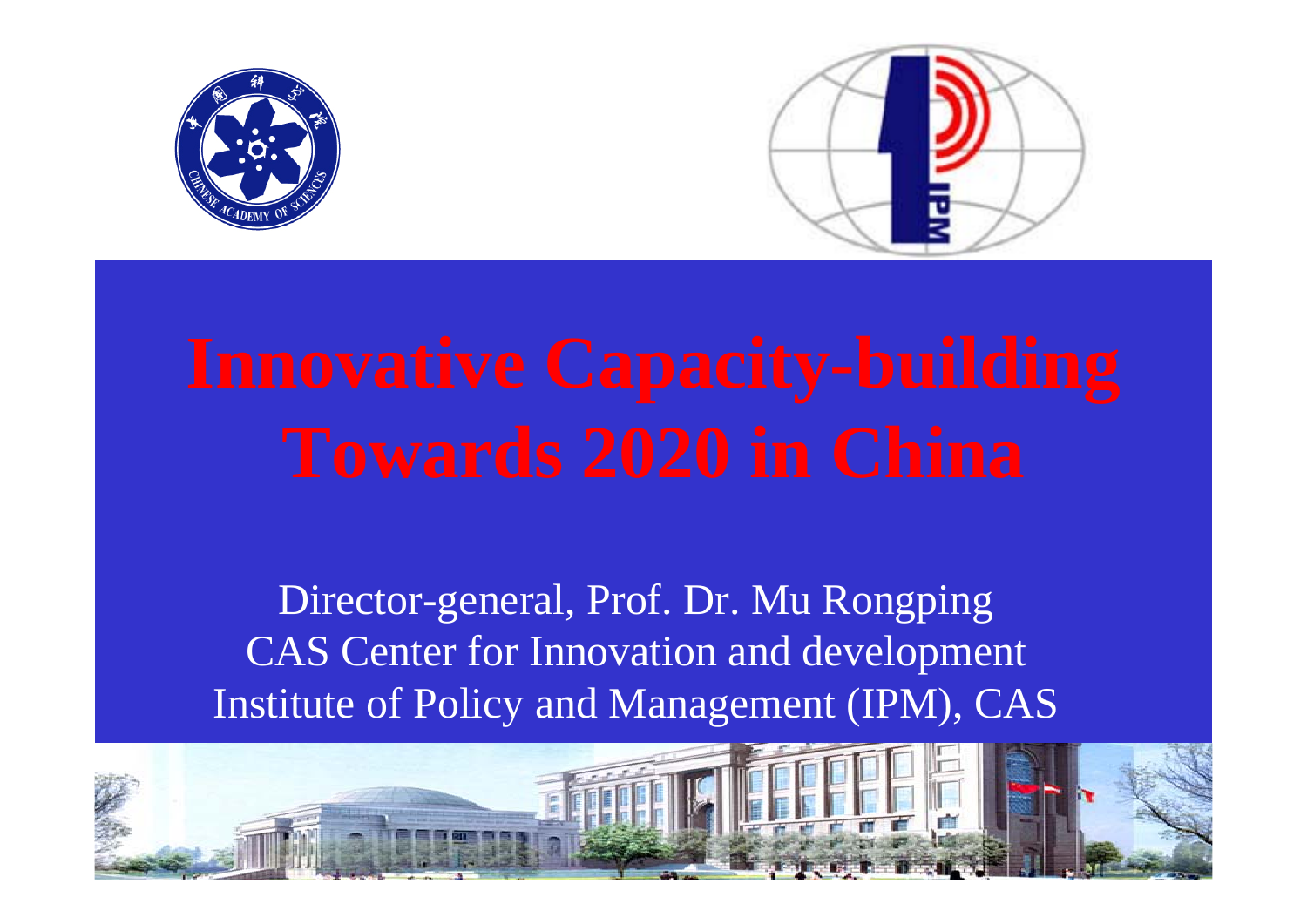# Innovative Capacity-building Towards 2020 in China

Director-general, Prof. Dr. Mu Rongping
CAS Center for Innovation and development
Institute of Policy and Management (IPM), CAS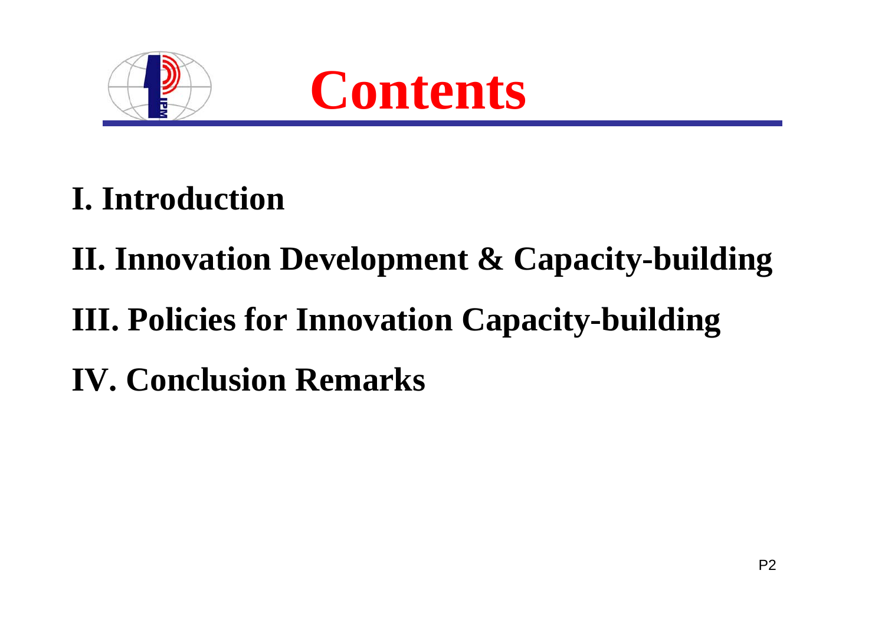# Contents

**I. Introduction**

**II. Innovation Development & Capacity-building**

**III. Policies for Innovation Capacity-building**

**IV. Conclusion Remarks**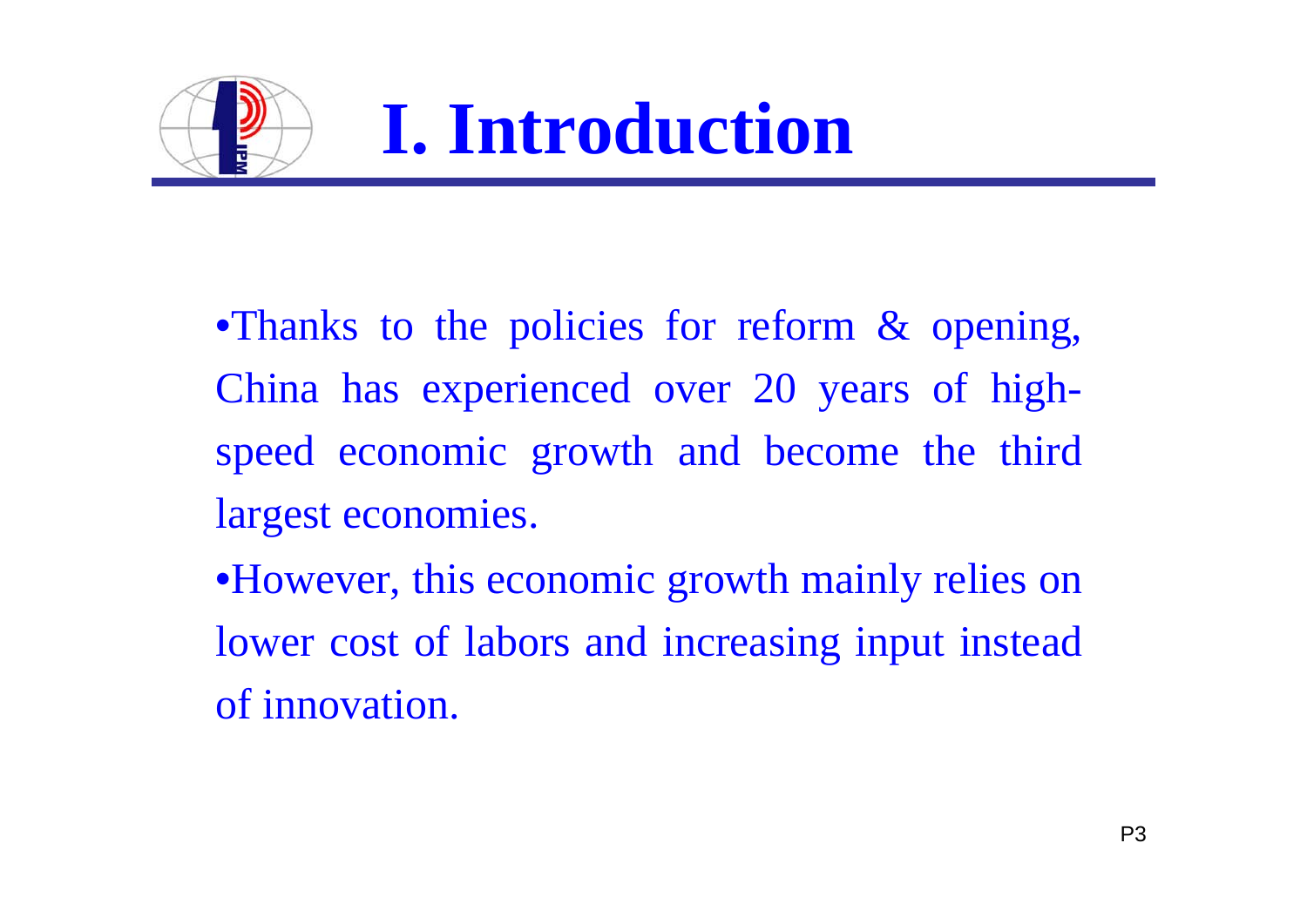# I. Introduction

- Thanks to the policies for reform & opening, China has experienced over 20 years of high-speed economic growth and become the third largest economies.
- However, this economic growth mainly relies on lower cost of labors and increasing input instead of innovation.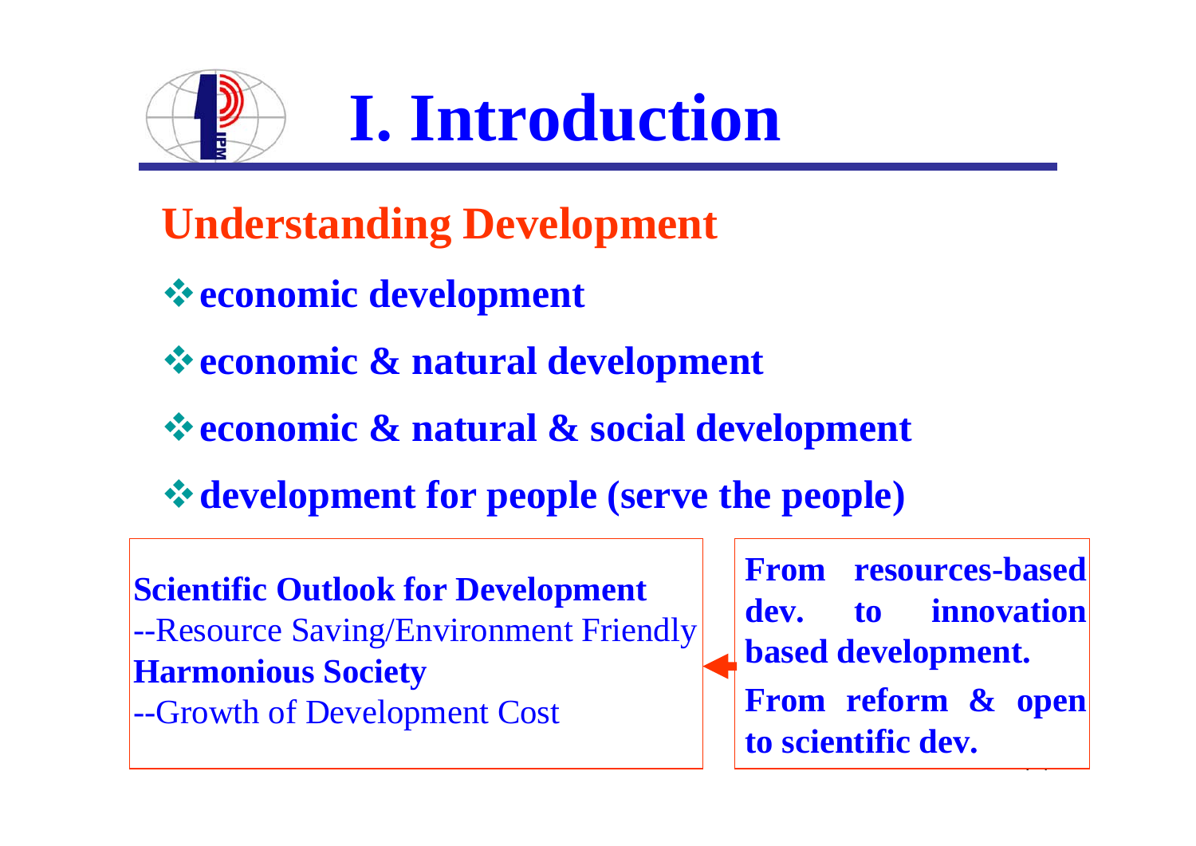# I. Introduction

## Understanding Development

- **economic development**
- **economic & natural development**
- **economic & natural & social development**
- **development for people (serve the people)**

**Scientific Outlook for Development**
--Resource Saving/Environment Friendly
**Harmonious Society**
--Growth of Development Cost

**From resources-based dev. to innovation based development.**

**From reform & open to scientific dev.**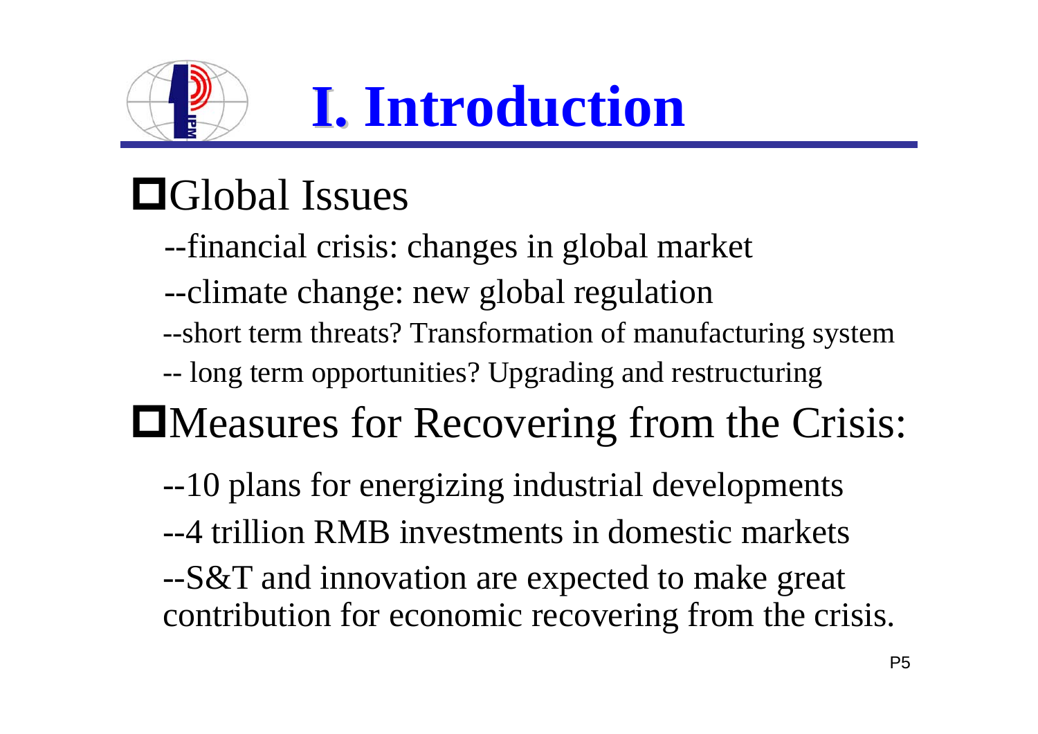# I. Introduction

## Global Issues

--financial crisis: changes in global market

--climate change: new global regulation

--short term threats? Transformation of manufacturing system

-- long term opportunities? Upgrading and restructuring

## Measures for Recovering from the Crisis:

--10 plans for energizing industrial developments

--4 trillion RMB investments in domestic markets

--S&T and innovation are expected to make great contribution for economic recovering from the crisis.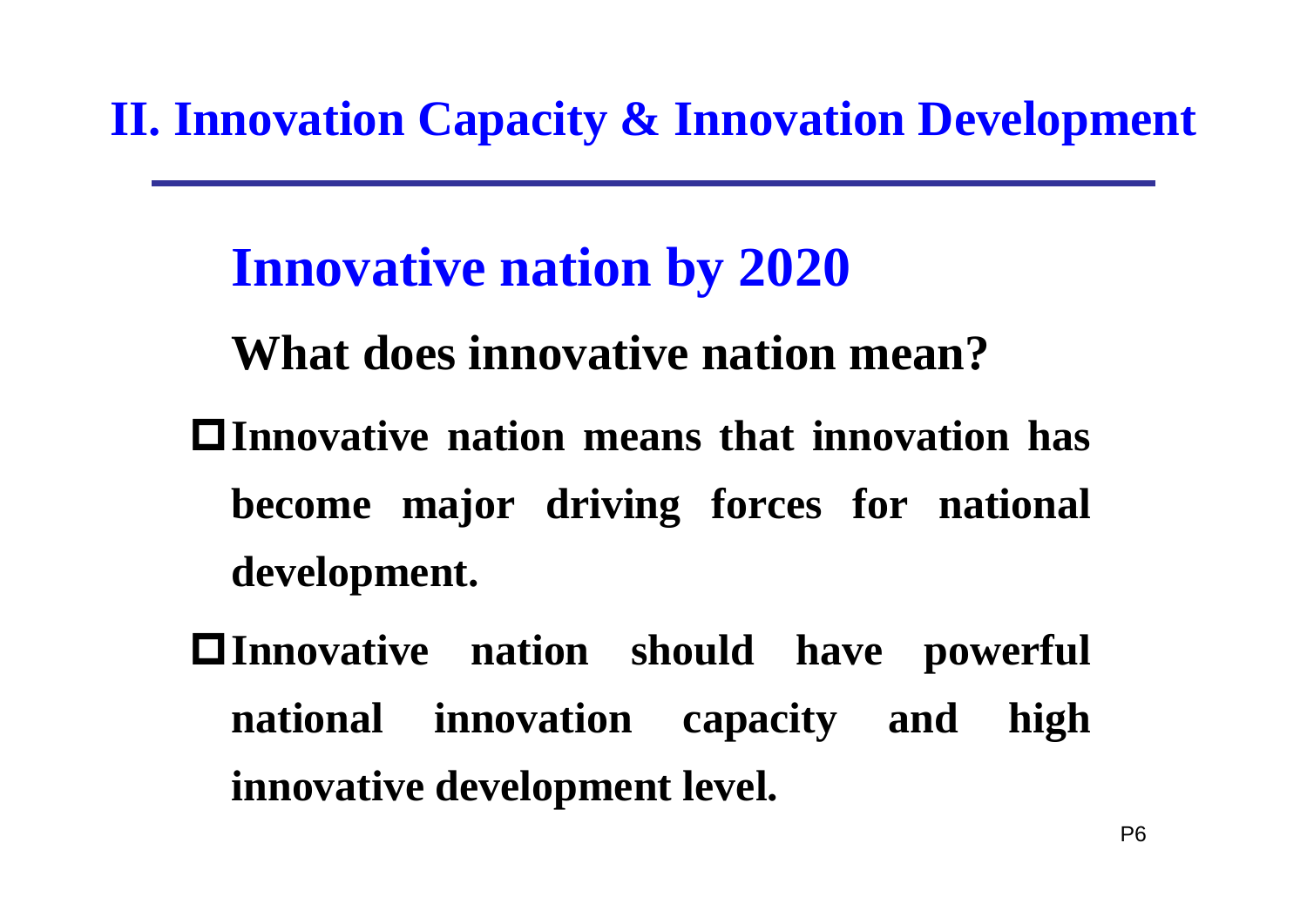# II. Innovation Capacity & Innovation Development

## Innovative nation by 2020

### What does innovative nation mean?

- **Innovative nation means that innovation has become major driving forces for national development.**
- **Innovative nation should have powerful national innovation capacity and high innovative development level.**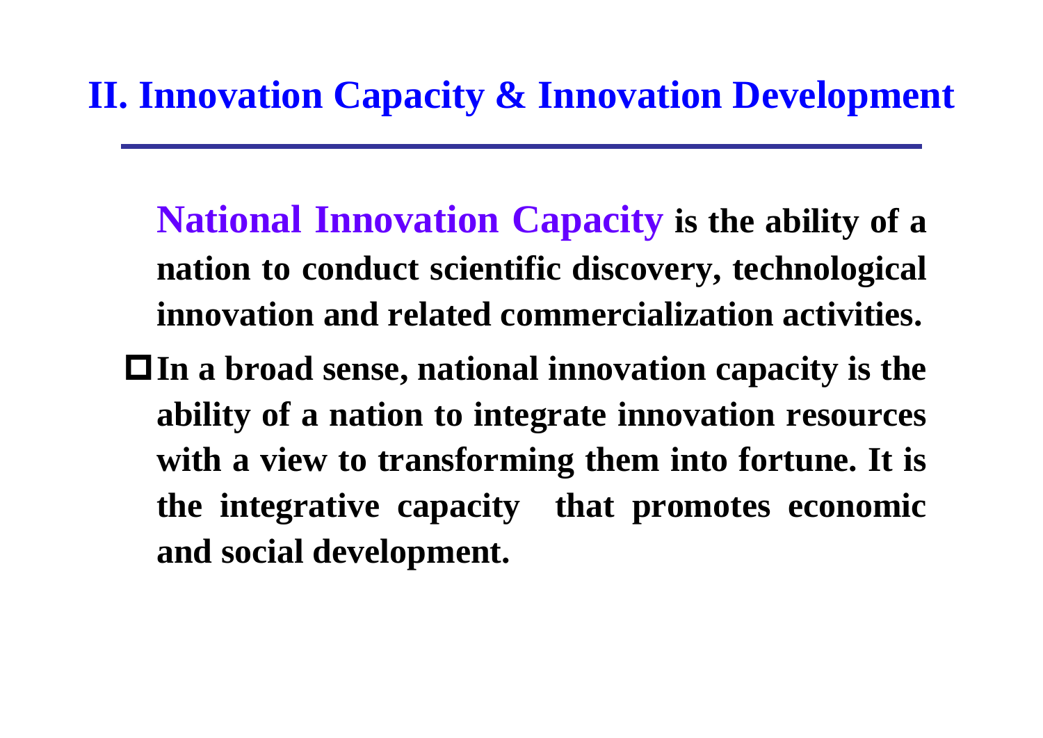## II. Innovation Capacity & Innovation Development

**National Innovation Capacity is the ability of a nation to conduct scientific discovery, technological innovation and related commercialization activities.**

- **In a broad sense, national innovation capacity is the ability of a nation to integrate innovation resources with a view to transforming them into fortune. It is the integrative capacity that promotes economic and social development.**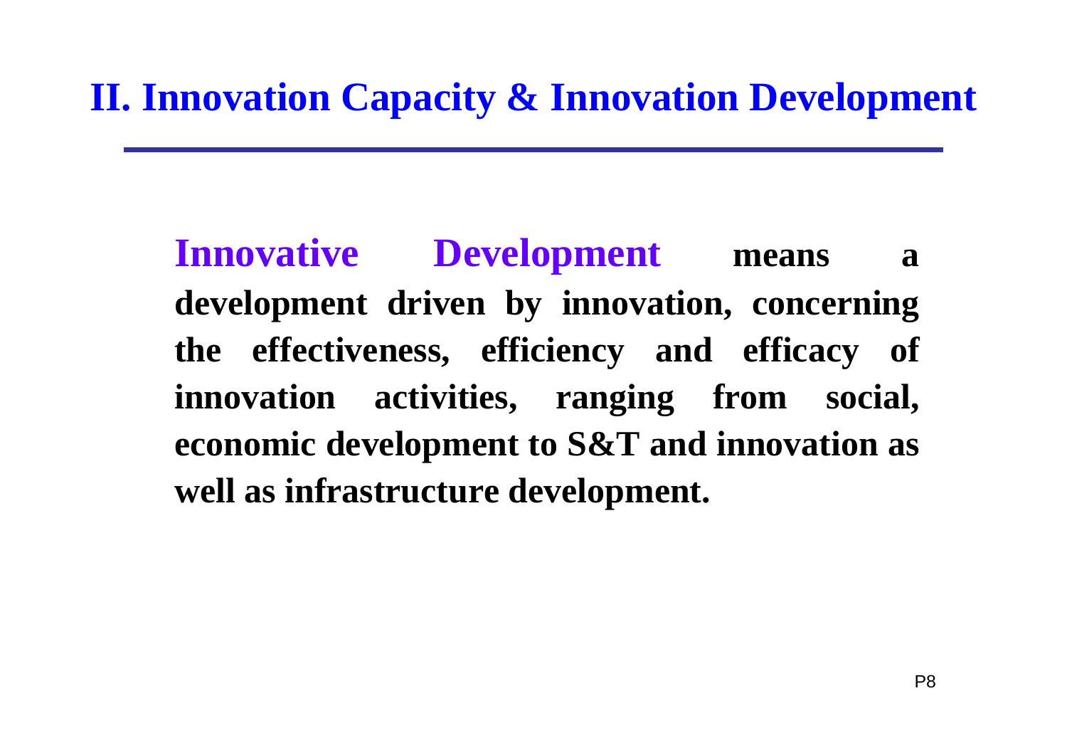## II. Innovation Capacity & Innovation Development

**Innovative Development means a development driven by innovation, concerning the effectiveness, efficiency and efficacy of innovation activities, ranging from social, economic development to S&T and innovation as well as infrastructure development.**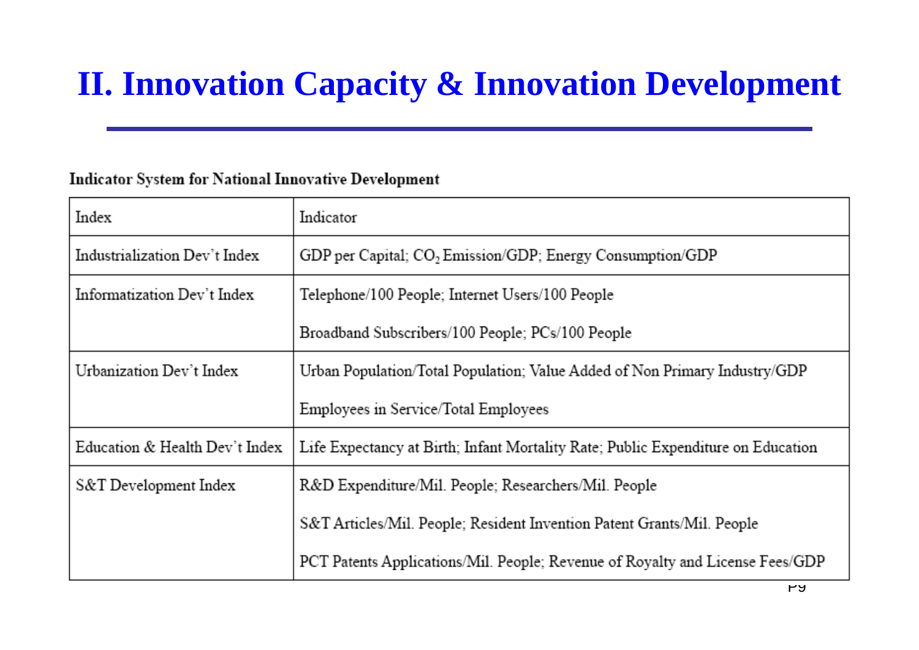# II. Innovation Capacity & Innovation Development

**Indicator System for National Innovative Development**

| Index | Indicator |
| --- | --- |
| Industrialization Dev't Index | GDP per Capital; $CO_2$ Emission/GDP; Energy Consumption/GDP |
| Informatization Dev't Index | Telephone/100 People; Internet Users/100 People<br>Broadband Subscribers/100 People; PCs/100 People |
| Urbanization Dev't Index | Urban Population/Total Population; Value Added of Non Primary Industry/GDP<br>Employees in Service/Total Employees |
| Education & Health Dev't Index | Life Expectancy at Birth; Infant Mortality Rate; Public Expenditure on Education |
| S&T Development Index | R&D Expenditure/Mil. People; Researchers/Mil. People<br>S&T Articles/Mil. People; Resident Invention Patent Grants/Mil. People<br>PCT Patents Applications/Mil. People; Revenue of Royalty and License Fees/GDP |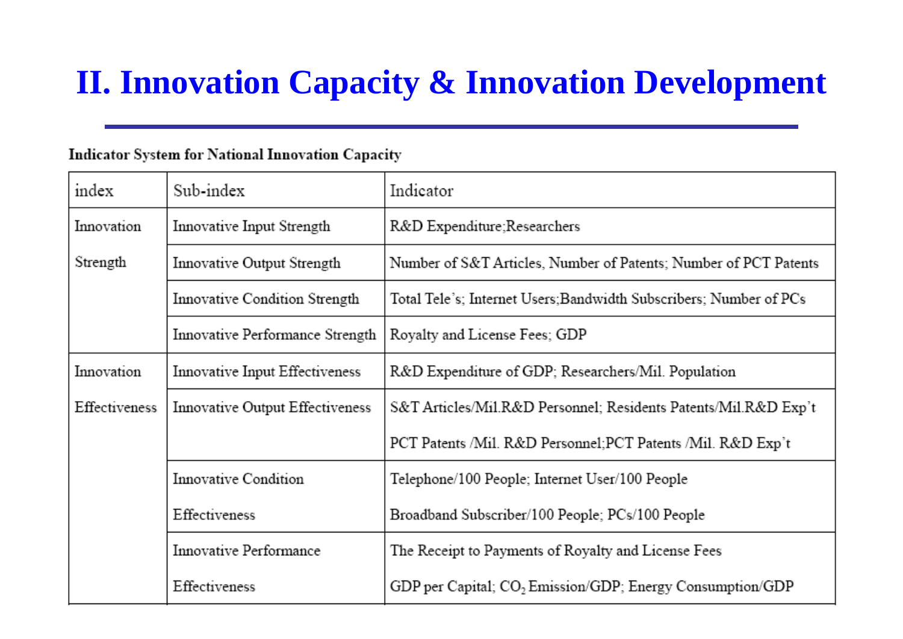# II. Innovation Capacity & Innovation Development

**Indicator System for National Innovation Capacity**

| index | Sub-index | Indicator |
|---|---|---|
| Innovation Strength | Innovative Input Strength | R&D Expenditure;Researchers |
| | Innovative Output Strength | Number of S&T Articles, Number of Patents; Number of PCT Patents |
| | Innovative Condition Strength | Total Tele's; Internet Users;Bandwidth Subscribers; Number of PCs |
| | Innovative Performance Strength | Royalty and License Fees; GDP |
| Innovation Effectiveness | Innovative Input Effectiveness | R&D Expenditure of GDP; Researchers/Mil. Population |
| | Innovative Output Effectiveness | S&T Articles/Mil.R&D Personnel; Residents Patents/Mil.R&D Exp't PCT Patents /Mil. R&D Personnel;PCT Patents /Mil. R&D Exp't |
| | Innovative Condition Effectiveness | Telephone/100 People; Internet User/100 People Broadband Subscriber/100 People; PCs/100 People |
| | Innovative Performance Effectiveness | The Receipt to Payments of Royalty and License Fees GDP per Capital; $CO_2$ Emission/GDP; Energy Consumption/GDP |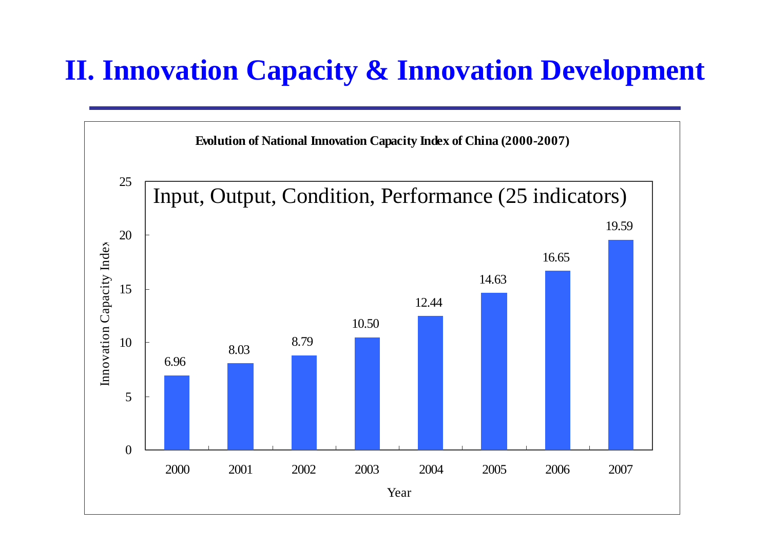# II. Innovation Capacity & Innovation Development

**Evolution of National Innovation Capacity Index of China (2000-2007)**

Input, Output, Condition, Performance (25 indicators)

| Year | Innovation Capacity Index |
|---|---|
| 2000 | 6.96 |
| 2001 | 8.03 |
| 2002 | 8.79 |
| 2003 | 10.50 |
| 2004 | 12.44 |
| 2005 | 14.63 |
| 2006 | 16.65 |
| 2007 | 19.59 |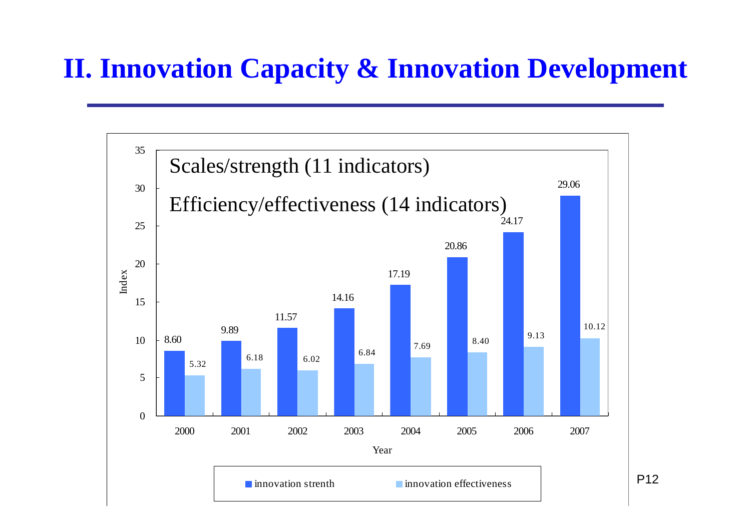# II. Innovation Capacity & Innovation Development

Scales/strength (11 indicators)

Efficiency/effectiveness (14 indicators)

| Year | innovation strenth | innovation effectiveness |
|---|---|---|
| 2000 | 8.60 | 5.32 |
| 2001 | 9.89 | 6.18 |
| 2002 | 11.57 | 6.02 |
| 2003 | 14.16 | 6.84 |
| 2004 | 17.19 | 7.69 |
| 2005 | 20.86 | 8.40 |
| 2006 | 24.17 | 9.13 |
| 2007 | 29.06 | 10.12 |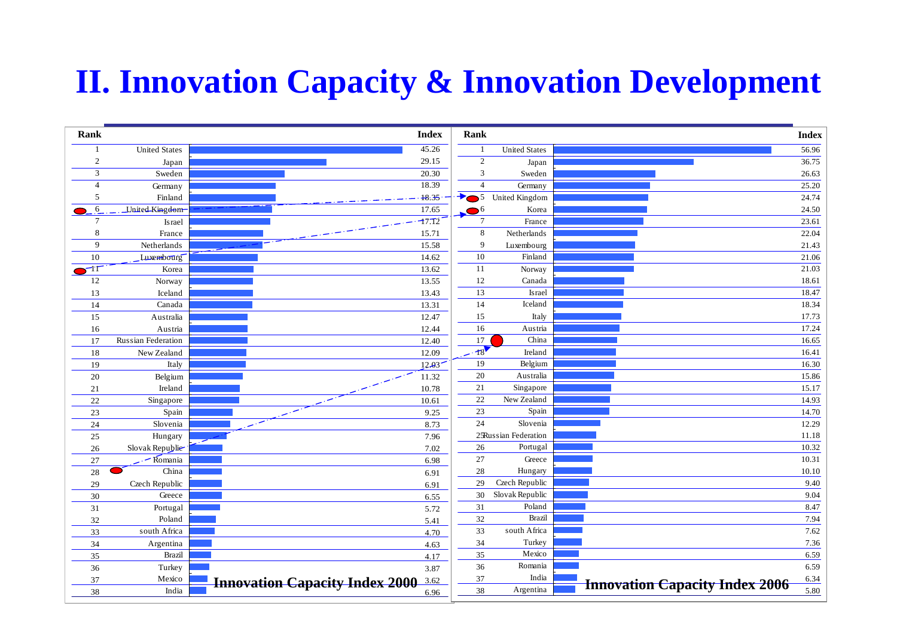# II. Innovation Capacity & Innovation Development

**Innovation Capacity Index 2000**

| Rank | Country | Index |
|---|---|---|
| 1 | United States | 45.26 |
| 2 | Japan | 29.15 |
| 3 | Sweden | 20.30 |
| 4 | Germany | 18.39 |
| 5 | Finland | 18.35 |
| 6 | United Kingdom | 17.65 |
| 7 | Israel | 17.12 |
| 8 | France | 15.71 |
| 9 | Netherlands | 15.58 |
| 10 | Luxembourg | 14.62 |
| 11 | Korea | 13.62 |
| 12 | Norway | 13.55 |
| 13 | Iceland | 13.43 |
| 14 | Canada | 13.31 |
| 15 | Australia | 12.47 |
| 16 | Austria | 12.44 |
| 17 | Russian Federation | 12.40 |
| 18 | New Zealand | 12.09 |
| 19 | Italy | 12.03 |
| 20 | Belgium | 11.32 |
| 21 | Ireland | 10.78 |
| 22 | Singapore | 10.61 |
| 23 | Spain | 9.25 |
| 24 | Slovenia | 8.73 |
| 25 | Hungary | 7.96 |
| 26 | Slovak Republic | 7.02 |
| 27 | Romania | 6.98 |
| 28 | China | 6.91 |
| 29 | Czech Republic | 6.91 |
| 30 | Greece | 6.55 |
| 31 | Portugal | 5.72 |
| 32 | Poland | 5.41 |
| 33 | south Africa | 4.70 |
| 34 | Argentina | 4.63 |
| 35 | Brazil | 4.17 |
| 36 | Turkey | 3.87 |
| 37 | Mexico | 3.62 |
| 38 | India | 6.96 |

**Innovation Capacity Index 2006**

| Rank | Country | Index |
|---|---|---|
| 1 | United States | 56.96 |
| 2 | Japan | 36.75 |
| 3 | Sweden | 26.63 |
| 4 | Germany | 25.20 |
| 5 | United Kingdom | 24.74 |
| 6 | Korea | 24.50 |
| 7 | France | 23.61 |
| 8 | Netherlands | 22.04 |
| 9 | Luxembourg | 21.43 |
| 10 | Finland | 21.06 |
| 11 | Norway | 21.03 |
| 12 | Canada | 18.61 |
| 13 | Israel | 18.47 |
| 14 | Iceland | 18.34 |
| 15 | Italy | 17.73 |
| 16 | Austria | 17.24 |
| 17 | China | 16.65 |
| 18 | Ireland | 16.41 |
| 19 | Belgium | 16.30 |
| 20 | Australia | 15.86 |
| 21 | Singapore | 15.17 |
| 22 | New Zealand | 14.93 |
| 23 | Spain | 14.70 |
| 24 | Slovenia | 12.29 |
| 25 | Russian Federation | 11.18 |
| 26 | Portugal | 10.32 |
| 27 | Greece | 10.31 |
| 28 | Hungary | 10.10 |
| 29 | Czech Republic | 9.40 |
| 30 | Slovak Republic | 9.04 |
| 31 | Poland | 8.47 |
| 32 | Brazil | 7.94 |
| 33 | south Africa | 7.62 |
| 34 | Turkey | 7.36 |
| 35 | Mexico | 6.59 |
| 36 | Romania | 6.59 |
| 37 | India | 6.34 |
| 38 | Argentina | 5.80 |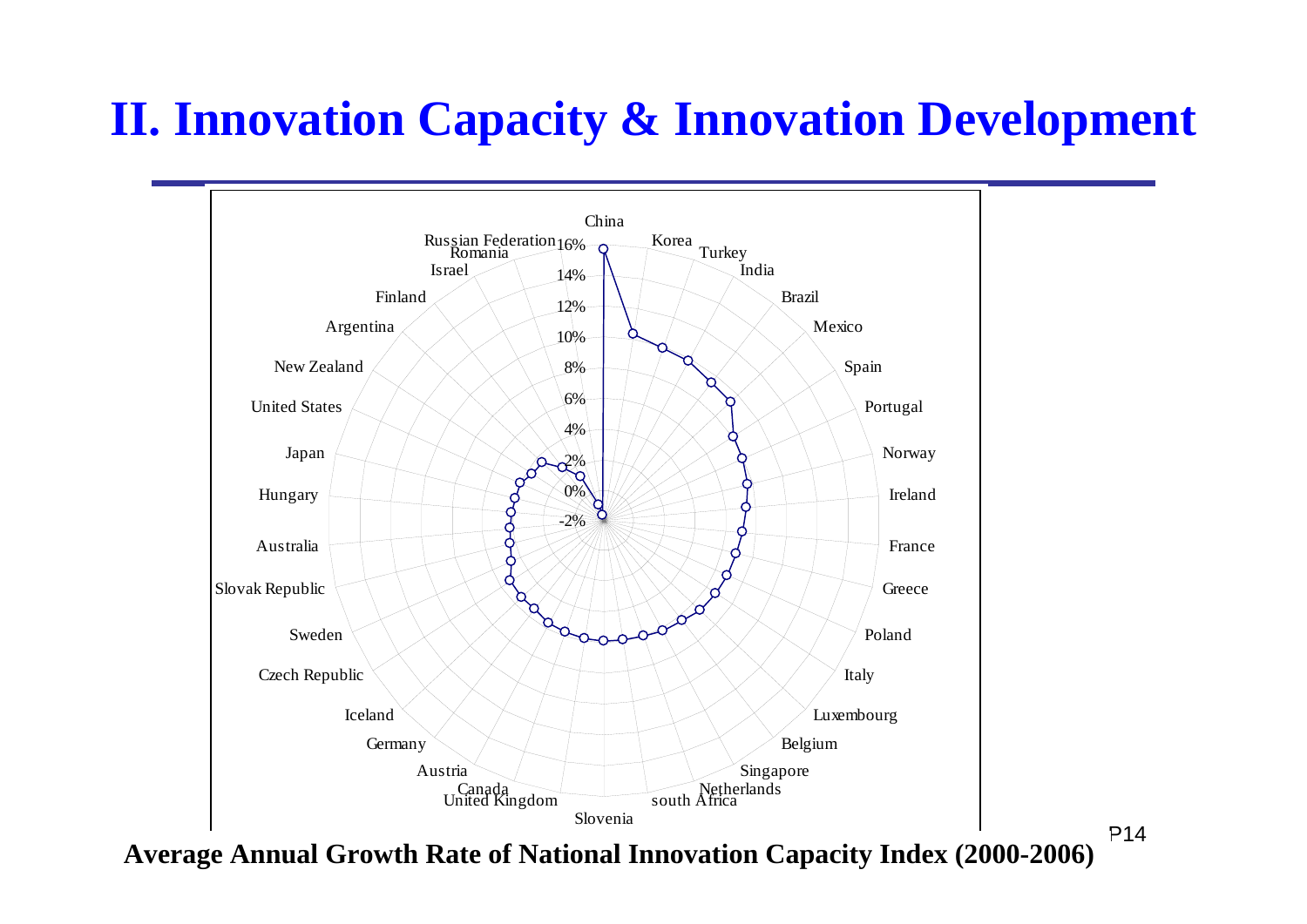# II. Innovation Capacity & Innovation Development

China
Korea
Turkey
India
Brazil
Mexico
Spain
Portugal
Norway
Ireland
France
Greece
Poland
Italy
Luxembourg
Belgium
Singapore
Netherlands
south Africa
Slovenia
United Kingdom
Canada
Austria
Germany
Iceland
Czech Republic
Sweden
Slovak Republic
Australia
Hungary
Japan
United States
New Zealand
Argentina
Finland
Israel
Romania
Russian Federation

16%
14%
12%
10%
8%
6%
4%
2%
0%
-2%

**Average Annual Growth Rate of National Innovation Capacity Index (2000-2006)**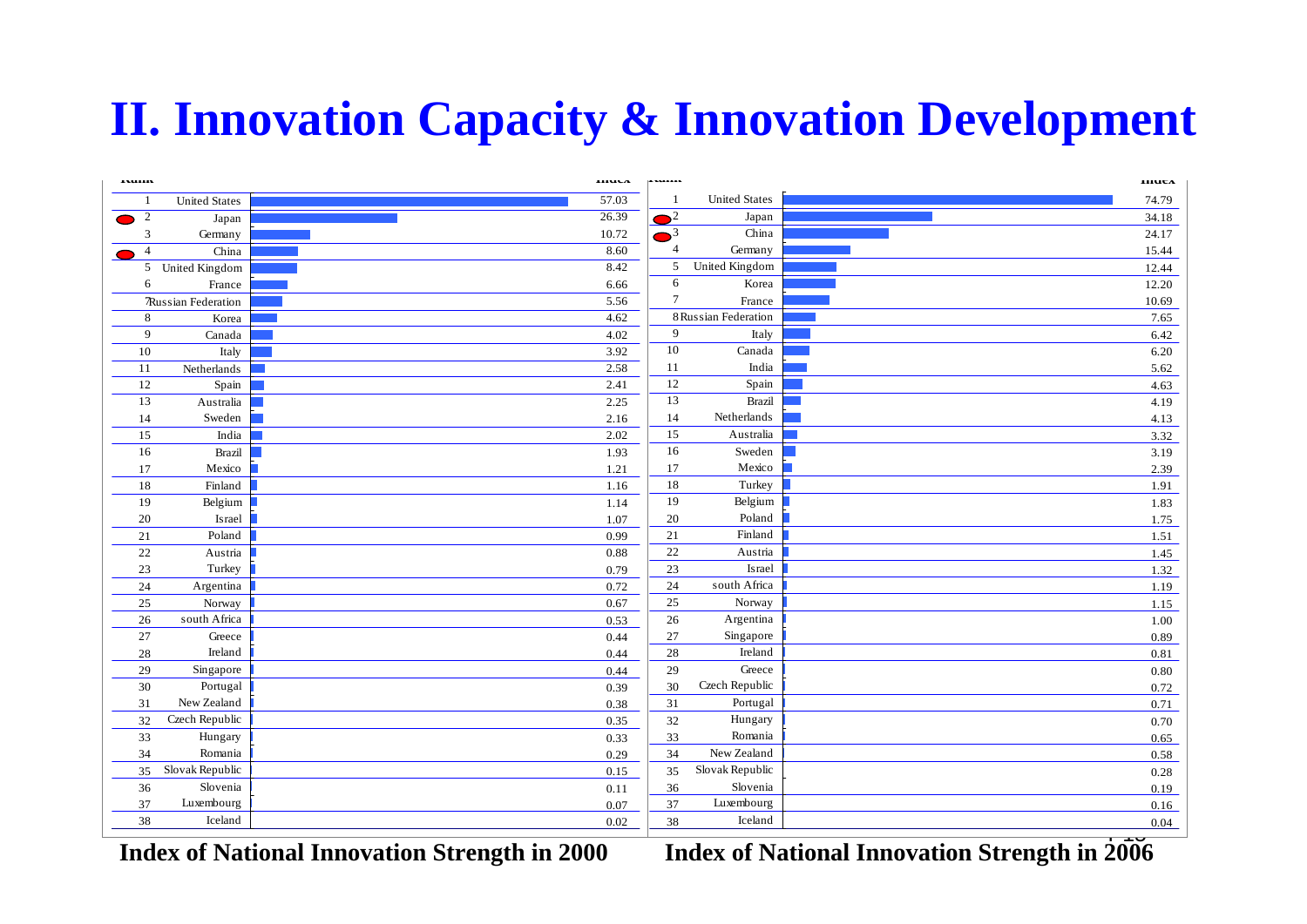# II. Innovation Capacity & Innovation Development

| Rank | Country | Index |
|---|---|---|
| 1 | United States | 57.03 |
| 2 | Japan | 26.39 |
| 3 | Germany | 10.72 |
| 4 | China | 8.60 |
| 5 | United Kingdom | 8.42 |
| 6 | France | 6.66 |
| 7 | Russian Federation | 5.56 |
| 8 | Korea | 4.62 |
| 9 | Canada | 4.02 |
| 10 | Italy | 3.92 |
| 11 | Netherlands | 2.58 |
| 12 | Spain | 2.41 |
| 13 | Australia | 2.25 |
| 14 | Sweden | 2.16 |
| 15 | India | 2.02 |
| 16 | Brazil | 1.93 |
| 17 | Mexico | 1.21 |
| 18 | Finland | 1.16 |
| 19 | Belgium | 1.14 |
| 20 | Israel | 1.07 |
| 21 | Poland | 0.99 |
| 22 | Austria | 0.88 |
| 23 | Turkey | 0.79 |
| 24 | Argentina | 0.72 |
| 25 | Norway | 0.67 |
| 26 | south Africa | 0.53 |
| 27 | Greece | 0.44 |
| 28 | Ireland | 0.44 |
| 29 | Singapore | 0.44 |
| 30 | Portugal | 0.39 |
| 31 | New Zealand | 0.38 |
| 32 | Czech Republic | 0.35 |
| 33 | Hungary | 0.33 |
| 34 | Romania | 0.29 |
| 35 | Slovak Republic | 0.15 |
| 36 | Slovenia | 0.11 |
| 37 | Luxembourg | 0.07 |
| 38 | Iceland | 0.02 |

**Index of National Innovation Strength in 2000**

| Rank | Country | Index |
|---|---|---|
| 1 | United States | 74.79 |
| 2 | Japan | 34.18 |
| 3 | China | 24.17 |
| 4 | Germany | 15.44 |
| 5 | United Kingdom | 12.44 |
| 6 | Korea | 12.20 |
| 7 | France | 10.69 |
| 8 | Russian Federation | 7.65 |
| 9 | Italy | 6.42 |
| 10 | Canada | 6.20 |
| 11 | India | 5.62 |
| 12 | Spain | 4.63 |
| 13 | Brazil | 4.19 |
| 14 | Netherlands | 4.13 |
| 15 | Australia | 3.32 |
| 16 | Sweden | 3.19 |
| 17 | Mexico | 2.39 |
| 18 | Turkey | 1.91 |
| 19 | Belgium | 1.83 |
| 20 | Poland | 1.75 |
| 21 | Finland | 1.51 |
| 22 | Austria | 1.45 |
| 23 | Israel | 1.32 |
| 24 | south Africa | 1.19 |
| 25 | Norway | 1.15 |
| 26 | Argentina | 1.00 |
| 27 | Singapore | 0.89 |
| 28 | Ireland | 0.81 |
| 29 | Greece | 0.80 |
| 30 | Czech Republic | 0.72 |
| 31 | Portugal | 0.71 |
| 32 | Hungary | 0.70 |
| 33 | Romania | 0.65 |
| 34 | New Zealand | 0.58 |
| 35 | Slovak Republic | 0.28 |
| 36 | Slovenia | 0.19 |
| 37 | Luxembourg | 0.16 |
| 38 | Iceland | 0.04 |

**Index of National Innovation Strength in 2006**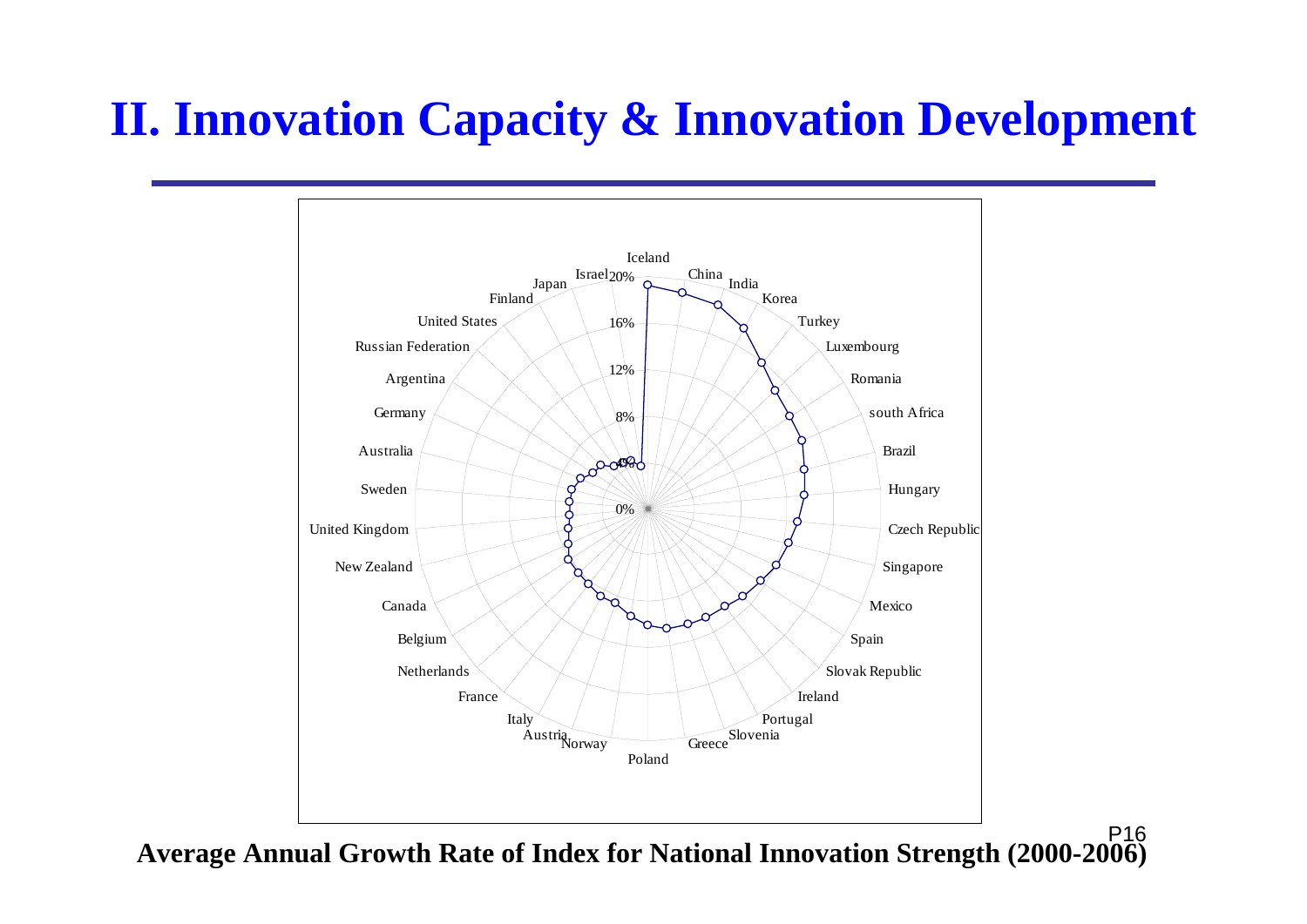# II. Innovation Capacity & Innovation Development

**Average Annual Growth Rate of Index for National Innovation Strength (2000-2006)**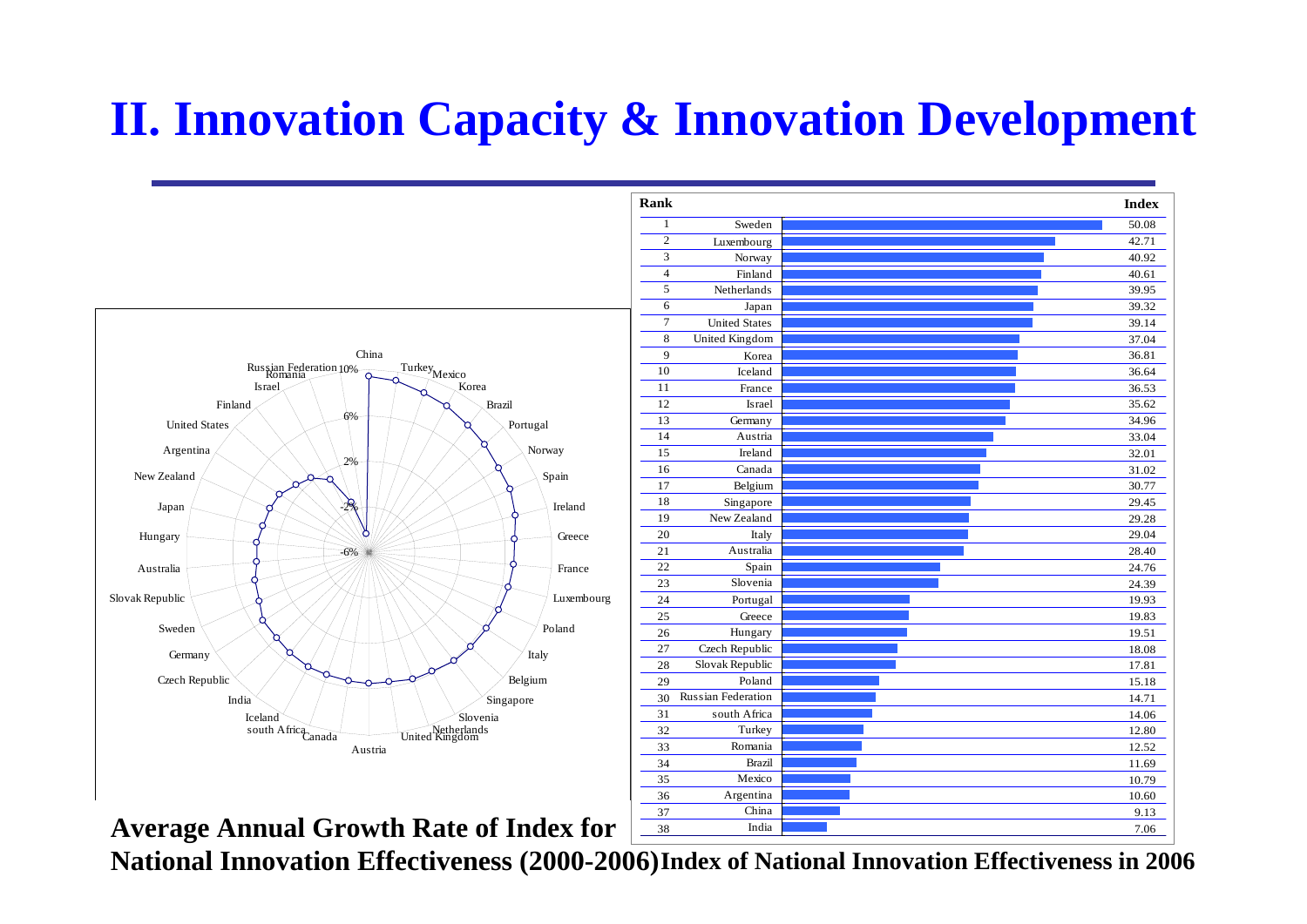# II. Innovation Capacity & Innovation Development

**Average Annual Growth Rate of Index for National Innovation Effectiveness (2000-2006)**

**Index of National Innovation Effectiveness in 2006**

| Rank | Country | Index |
|---|---|---|
| 1 | Sweden | 50.08 |
| 2 | Luxembourg | 42.71 |
| 3 | Norway | 40.92 |
| 4 | Finland | 40.61 |
| 5 | Netherlands | 39.95 |
| 6 | Japan | 39.32 |
| 7 | United States | 39.14 |
| 8 | United Kingdom | 37.04 |
| 9 | Korea | 36.81 |
| 10 | Iceland | 36.64 |
| 11 | France | 36.53 |
| 12 | Israel | 35.62 |
| 13 | Germany | 34.96 |
| 14 | Austria | 33.04 |
| 15 | Ireland | 32.01 |
| 16 | Canada | 31.02 |
| 17 | Belgium | 30.77 |
| 18 | Singapore | 29.45 |
| 19 | New Zealand | 29.28 |
| 20 | Italy | 29.04 |
| 21 | Australia | 28.40 |
| 22 | Spain | 24.76 |
| 23 | Slovenia | 24.39 |
| 24 | Portugal | 19.93 |
| 25 | Greece | 19.83 |
| 26 | Hungary | 19.51 |
| 27 | Czech Republic | 18.08 |
| 28 | Slovak Republic | 17.81 |
| 29 | Poland | 15.18 |
| 30 | Russian Federation | 14.71 |
| 31 | south Africa | 14.06 |
| 32 | Turkey | 12.80 |
| 33 | Romania | 12.52 |
| 34 | Brazil | 11.69 |
| 35 | Mexico | 10.79 |
| 36 | Argentina | 10.60 |
| 37 | China | 9.13 |
| 38 | India | 7.06 |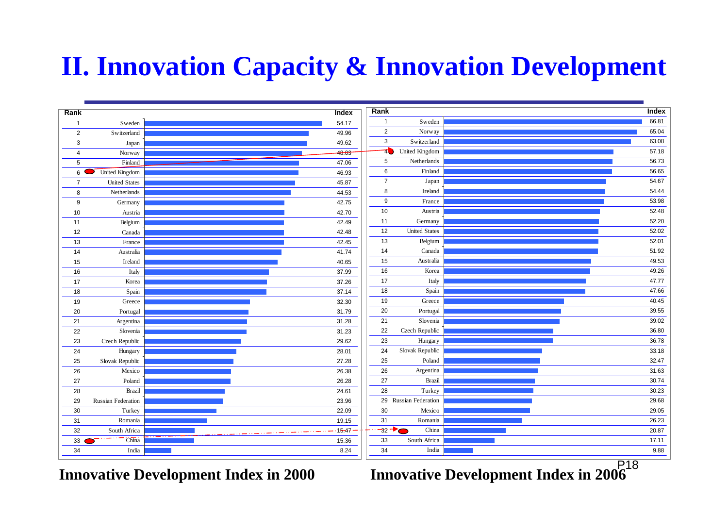# II. Innovation Capacity & Innovation Development

| Rank | Country | Index |
|---|---|---|
| 1 | Sweden | 54.17 |
| 2 | Switzerland | 49.96 |
| 3 | Japan | 49.62 |
| 4 | Norway | 48.03 |
| 5 | Finland | 47.06 |
| 6 | United Kingdom | 46.93 |
| 7 | United States | 45.87 |
| 8 | Netherlands | 44.53 |
| 9 | Germany | 42.75 |
| 10 | Austria | 42.70 |
| 11 | Belgium | 42.49 |
| 12 | Canada | 42.48 |
| 13 | France | 42.45 |
| 14 | Australia | 41.74 |
| 15 | Ireland | 40.65 |
| 16 | Italy | 37.99 |
| 17 | Korea | 37.26 |
| 18 | Spain | 37.14 |
| 19 | Greece | 32.30 |
| 20 | Portugal | 31.79 |
| 21 | Argentina | 31.28 |
| 22 | Slovenia | 31.23 |
| 23 | Czech Republic | 29.62 |
| 24 | Hungary | 28.01 |
| 25 | Slovak Republic | 27.28 |
| 26 | Mexico | 26.38 |
| 27 | Poland | 26.28 |
| 28 | Brazil | 24.61 |
| 29 | Russian Federation | 23.96 |
| 30 | Turkey | 22.09 |
| 31 | Romania | 19.15 |
| 32 | South Africa | 15.47 |
| 33 | China | 15.36 |
| 34 | India | 8.24 |

**Innovative Development Index in 2000**

| Rank | Country | Index |
|---|---|---|
| 1 | Sweden | 66.81 |
| 2 | Norway | 65.04 |
| 3 | Switzerland | 63.08 |
| 4 | United Kingdom | 57.18 |
| 5 | Netherlands | 56.73 |
| 6 | Finland | 56.65 |
| 7 | Japan | 54.67 |
| 8 | Ireland | 54.44 |
| 9 | France | 53.98 |
| 10 | Austria | 52.48 |
| 11 | Germany | 52.20 |
| 12 | United States | 52.02 |
| 13 | Belgium | 52.01 |
| 14 | Canada | 51.92 |
| 15 | Australia | 49.53 |
| 16 | Korea | 49.26 |
| 17 | Italy | 47.77 |
| 18 | Spain | 47.66 |
| 19 | Greece | 40.45 |
| 20 | Portugal | 39.55 |
| 21 | Slovenia | 39.02 |
| 22 | Czech Republic | 36.80 |
| 23 | Hungary | 36.78 |
| 24 | Slovak Republic | 33.18 |
| 25 | Poland | 32.47 |
| 26 | Argentina | 31.63 |
| 27 | Brazil | 30.74 |
| 28 | Turkey | 30.23 |
| 29 | Russian Federation | 29.68 |
| 30 | Mexico | 29.05 |
| 31 | Romania | 26.23 |
| 32 | China | 20.87 |
| 33 | South Africa | 17.11 |
| 34 | India | 9.88 |

**Innovative Development Index in 2006**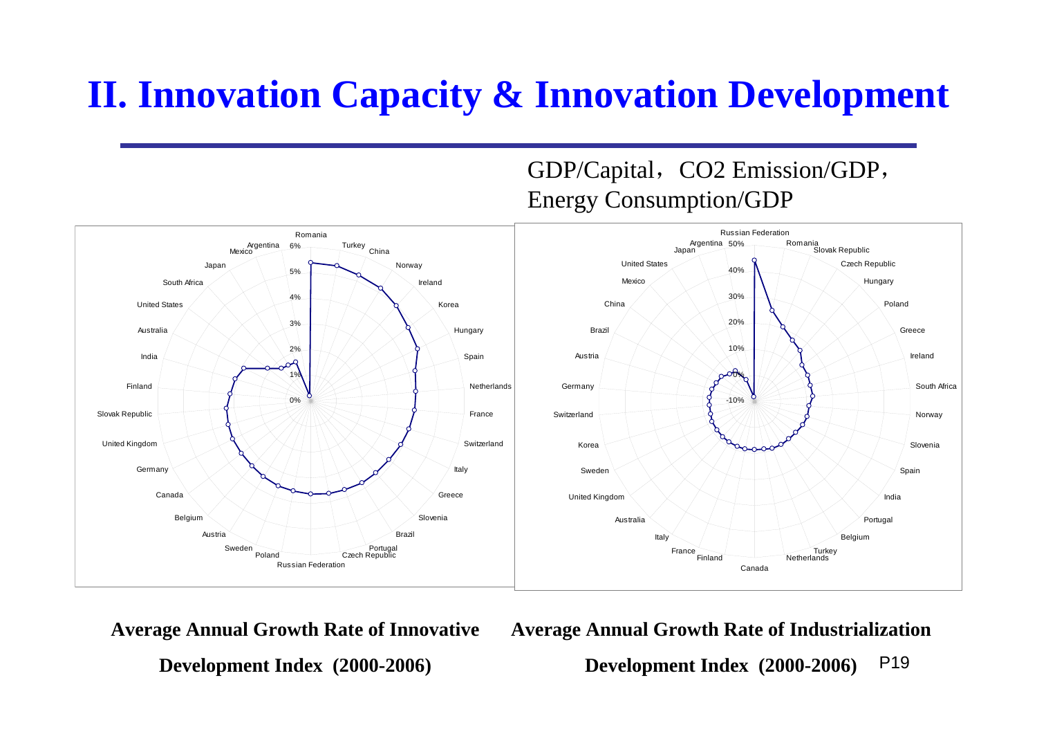# II. Innovation Capacity & Innovation Development

GDP/Capital，CO2 Emission/GDP，Energy Consumption/GDP

**Average Annual Growth Rate of Innovative Development Index (2000-2006)**

**Average Annual Growth Rate of Industrialization Development Index (2000-2006)**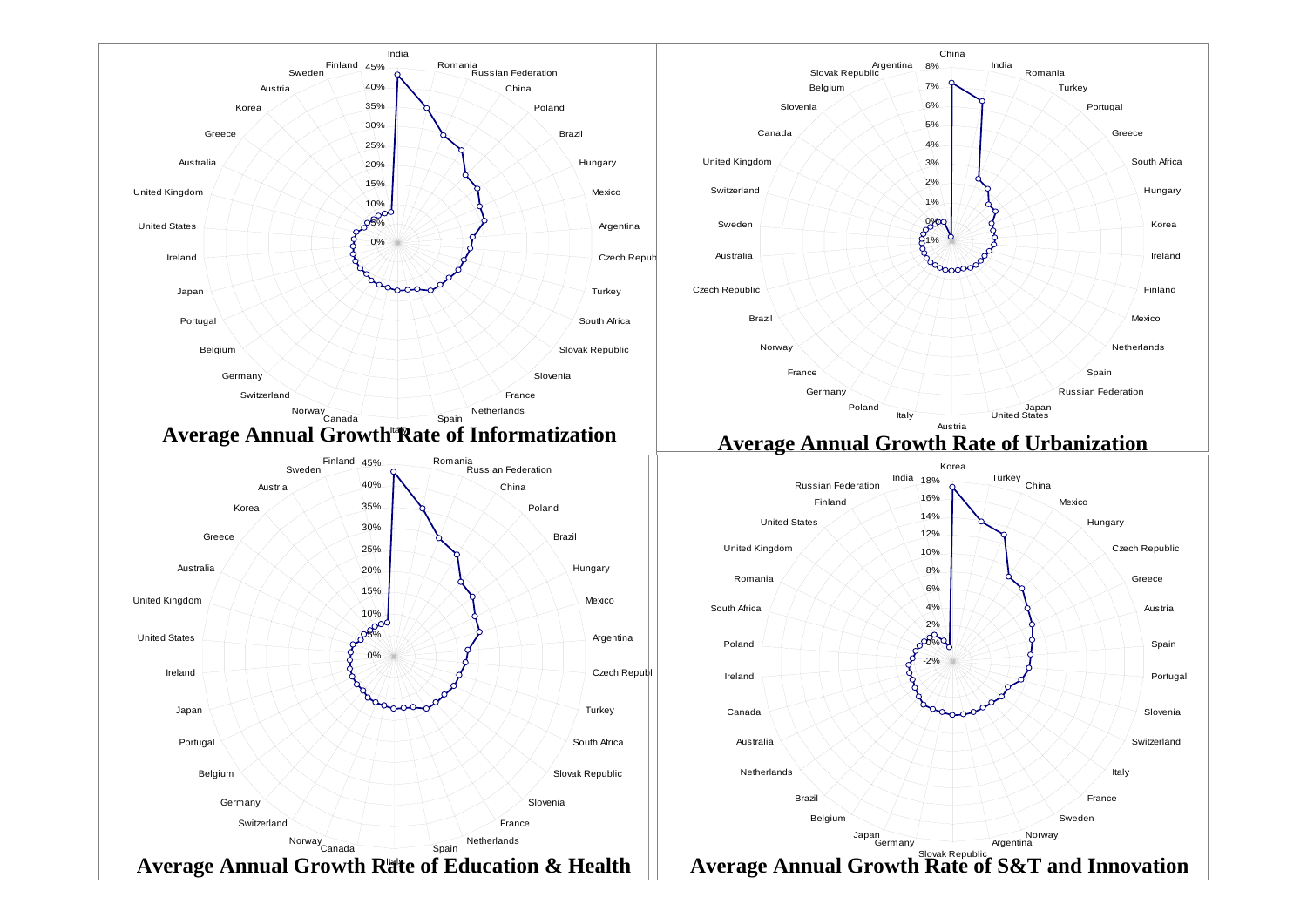Average Annual Growth Rate of Informatization

Average Annual Growth Rate of Urbanization

Average Annual Growth Rate of Education & Health

Average Annual Growth Rate of S&T and Innovation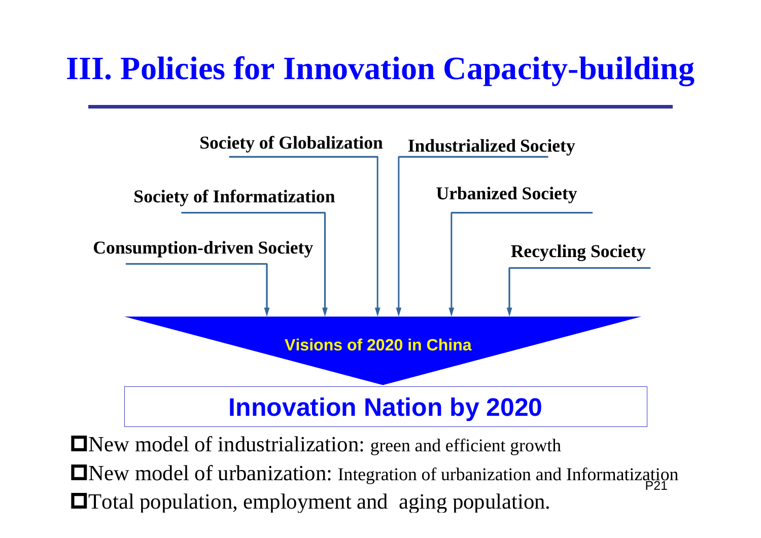# III. Policies for Innovation Capacity-building

Society of Globalization

Industrialized Society

Society of Informatization

Urbanized Society

Consumption-driven Society

Recycling Society

Visions of 2020 in China

## Innovation Nation by 2020

- New model of industrialization: green and efficient growth
- New model of urbanization: Integration of urbanization and Informatization
- Total population, employment and aging population.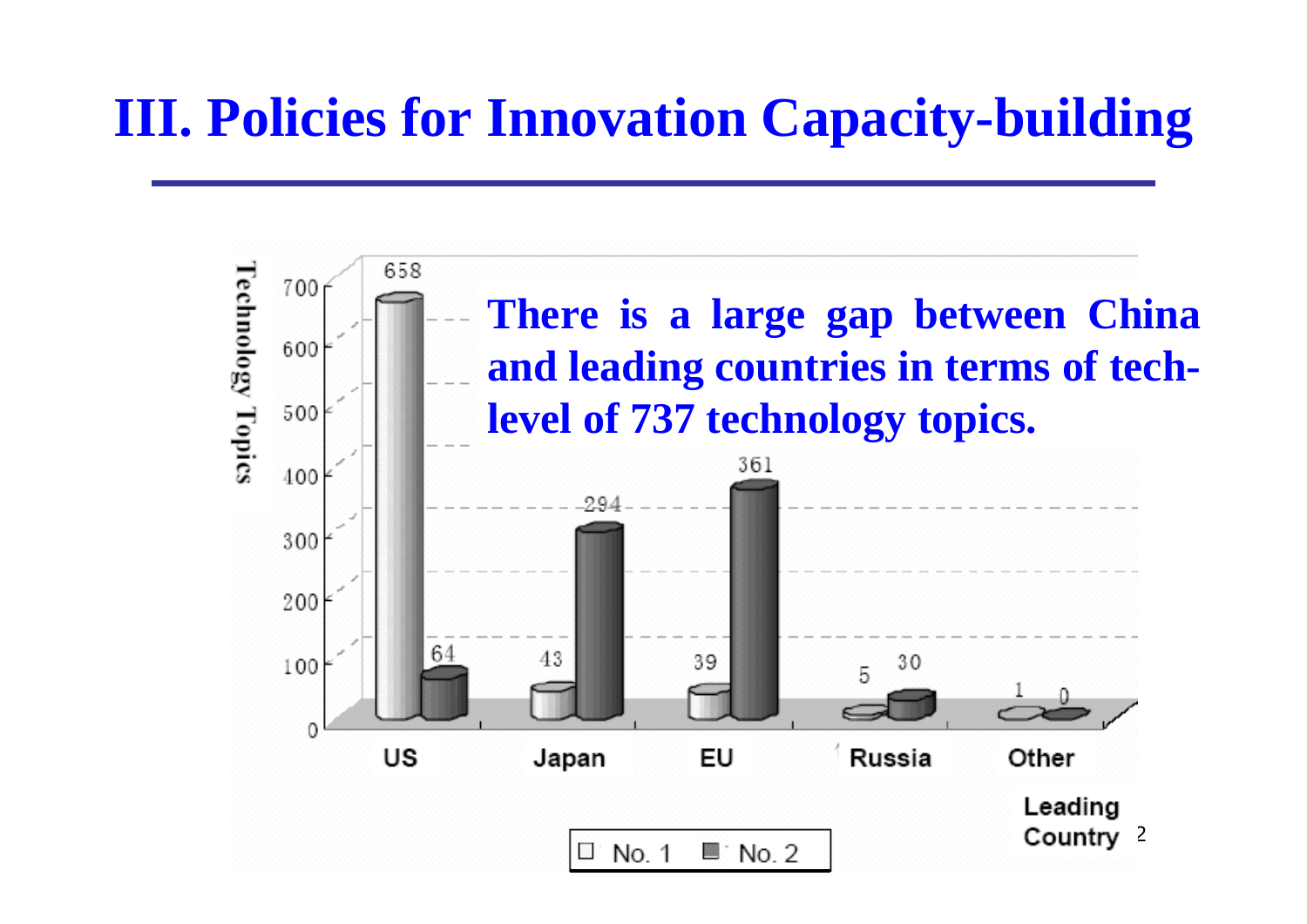# III. Policies for Innovation Capacity-building

**There is a large gap between China and leading countries in terms of tech-level of 737 technology topics.**

| Leading Country | No. 1 | No. 2 |
|---|---|---|
| US | 658 | 64 |
| Japan | 43 | 294 |
| EU | 39 | 361 |
| Russia | 5 | 30 |
| Other | 1 | 0 |

Technology Topics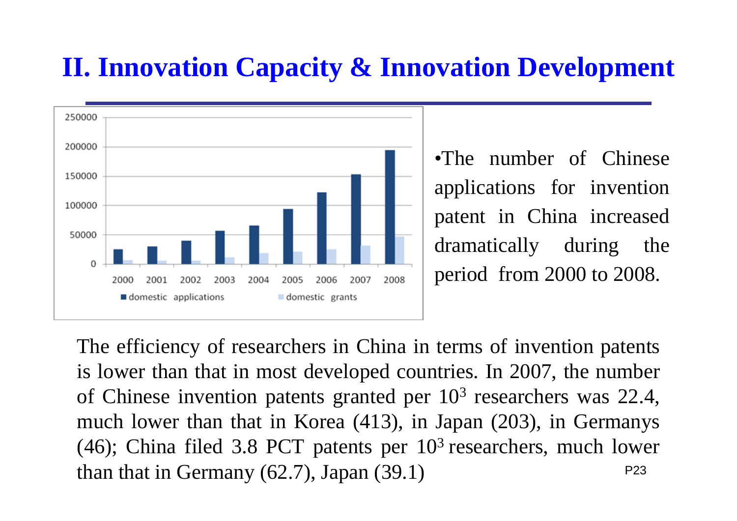## II. Innovation Capacity & Innovation Development

- The number of Chinese applications for invention patent in China increased dramatically during the period from 2000 to 2008.

The efficiency of researchers in China in terms of invention patents is lower than that in most developed countries. In 2007, the number of Chinese invention patents granted per $10^3$ researchers was 22.4, much lower than that in Korea (413), in Japan (203), in Germanys (46); China filed 3.8 PCT patents per $10^3$ researchers, much lower than that in Germany (62.7), Japan (39.1)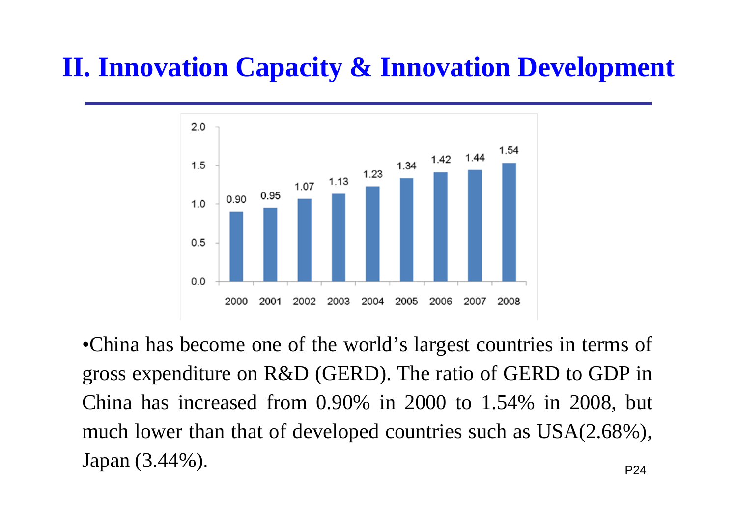# II. Innovation Capacity & Innovation Development

| Year | 2000 | 2001 | 2002 | 2003 | 2004 | 2005 | 2006 | 2007 | 2008 |
|---|---|---|---|---|---|---|---|---|---|
| Value | 0.90 | 0.95 | 1.07 | 1.13 | 1.23 | 1.34 | 1.42 | 1.44 | 1.54 |

- China has become one of the world's largest countries in terms of gross expenditure on R&D (GERD). The ratio of GERD to GDP in China has increased from 0.90% in 2000 to 1.54% in 2008, but much lower than that of developed countries such as USA(2.68%), Japan (3.44%).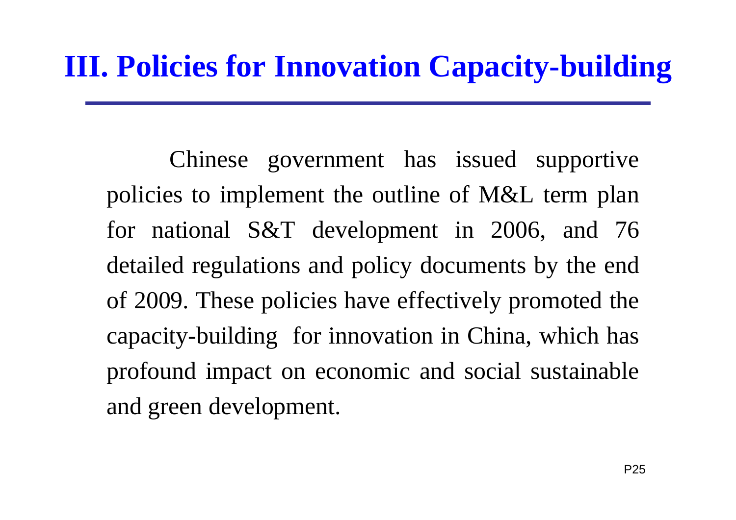# III. Policies for Innovation Capacity-building

Chinese government has issued supportive policies to implement the outline of M&L term plan for national S&T development in 2006, and 76 detailed regulations and policy documents by the end of 2009. These policies have effectively promoted the capacity-building for innovation in China, which has profound impact on economic and social sustainable and green development.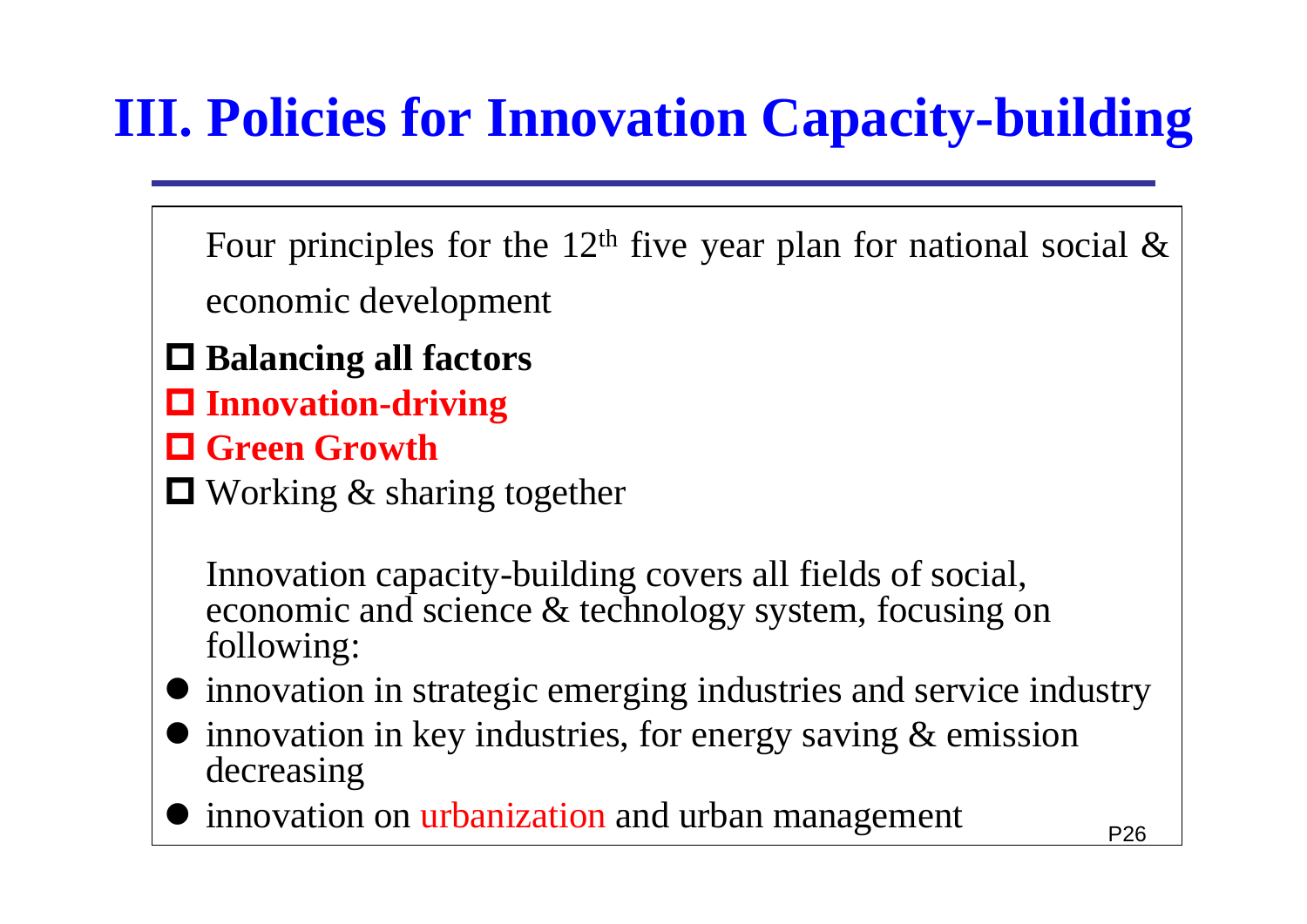# III. Policies for Innovation Capacity-building

Four principles for the 12th five year plan for national social & economic development

- **Balancing all factors**
- **Innovation-driving**
- **Green Growth**
- Working & sharing together

Innovation capacity-building covers all fields of social, economic and science & technology system, focusing on following:

- innovation in strategic emerging industries and service industry
- innovation in key industries, for energy saving & emission decreasing
- innovation on urbanization and urban management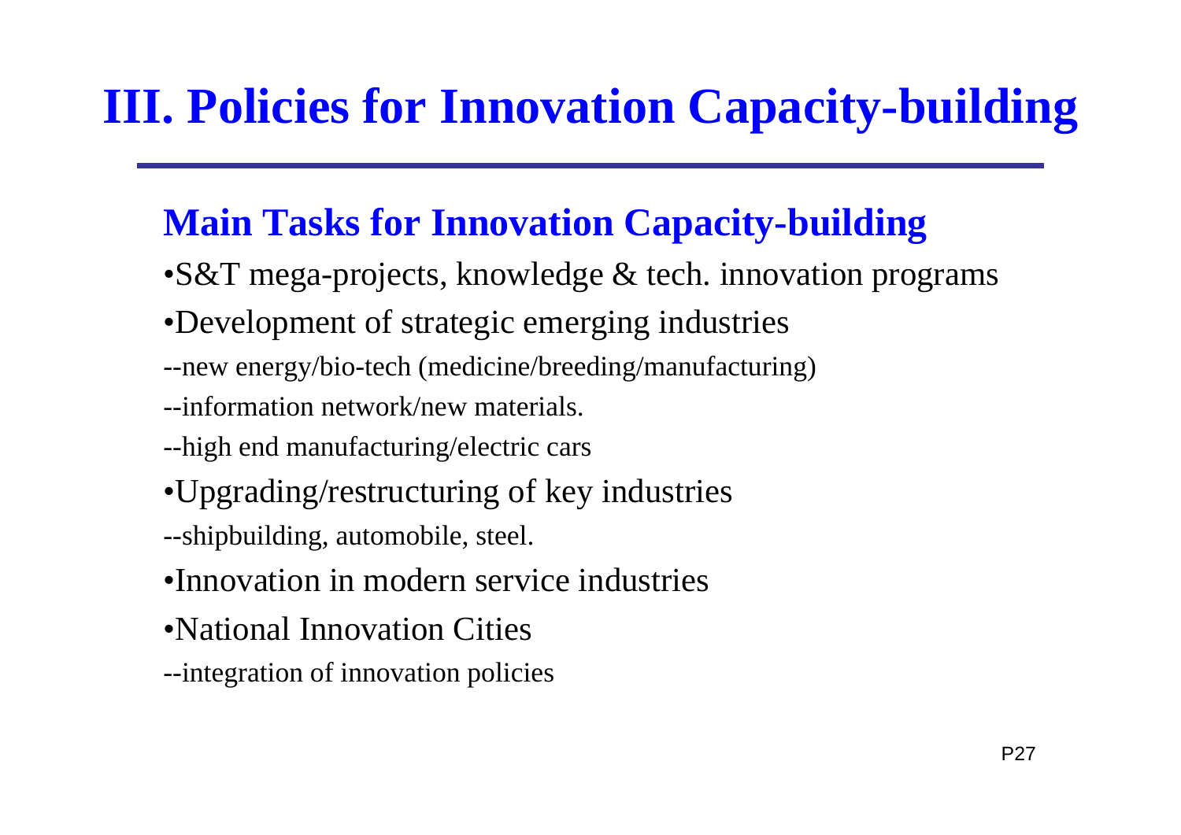# III. Policies for Innovation Capacity-building

## Main Tasks for Innovation Capacity-building

- S&T mega-projects, knowledge & tech. innovation programs
- Development of strategic emerging industries

--new energy/bio-tech (medicine/breeding/manufacturing)

--information network/new materials.

--high end manufacturing/electric cars

- Upgrading/restructuring of key industries

--shipbuilding, automobile, steel.

- Innovation in modern service industries
- National Innovation Cities

--integration of innovation policies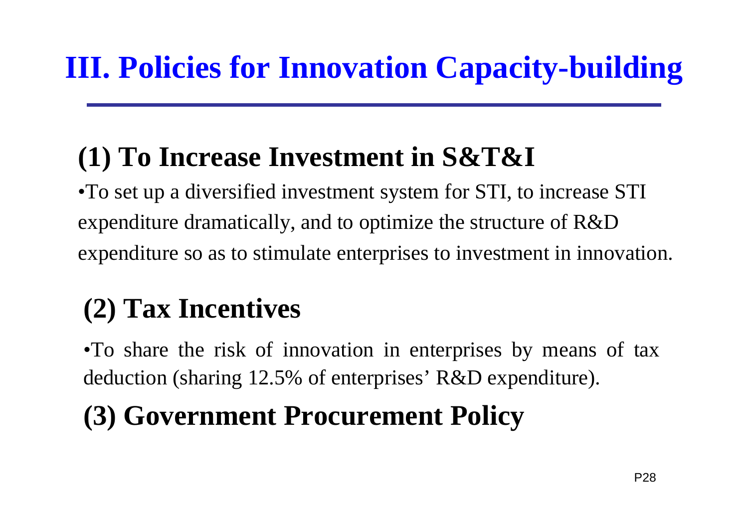# III. Policies for Innovation Capacity-building

## (1) To Increase Investment in S&T&I

•To set up a diversified investment system for STI, to increase STI expenditure dramatically, and to optimize the structure of R&D expenditure so as to stimulate enterprises to investment in innovation.

## (2) Tax Incentives

•To share the risk of innovation in enterprises by means of tax deduction (sharing 12.5% of enterprises' R&D expenditure).

## (3) Government Procurement Policy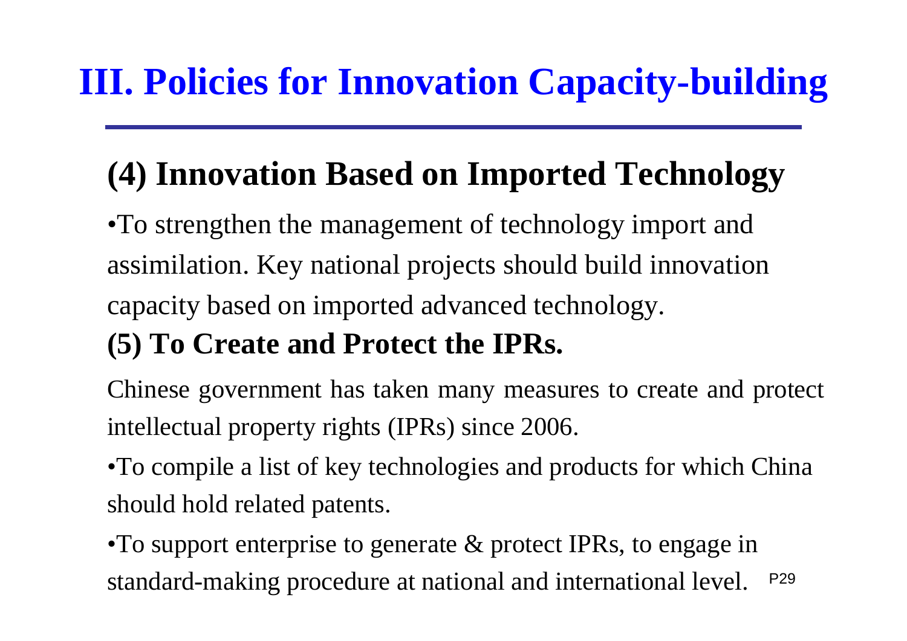# III. Policies for Innovation Capacity-building

## (4) Innovation Based on Imported Technology

- To strengthen the management of technology import and assimilation. Key national projects should build innovation capacity based on imported advanced technology.

## (5) To Create and Protect the IPRs.

Chinese government has taken many measures to create and protect intellectual property rights (IPRs) since 2006.

- To compile a list of key technologies and products for which China should hold related patents.
- To support enterprise to generate & protect IPRs, to engage in standard-making procedure at national and international level.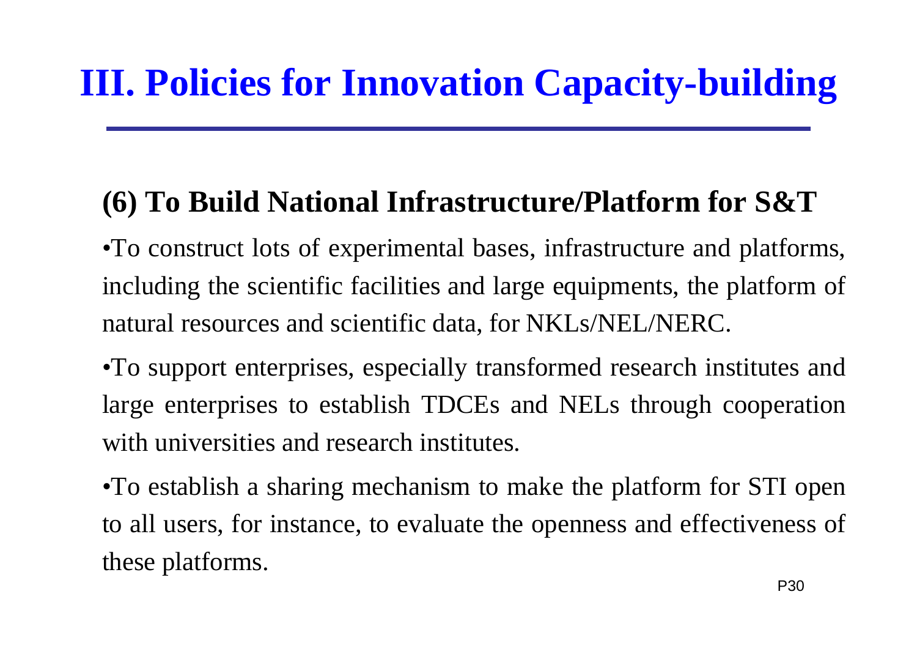# III. Policies for Innovation Capacity-building

## (6) To Build National Infrastructure/Platform for S&T

- To construct lots of experimental bases, infrastructure and platforms, including the scientific facilities and large equipments, the platform of natural resources and scientific data, for NKLs/NEL/NERC.
- To support enterprises, especially transformed research institutes and large enterprises to establish TDCEs and NELs through cooperation with universities and research institutes.
- To establish a sharing mechanism to make the platform for STI open to all users, for instance, to evaluate the openness and effectiveness of these platforms.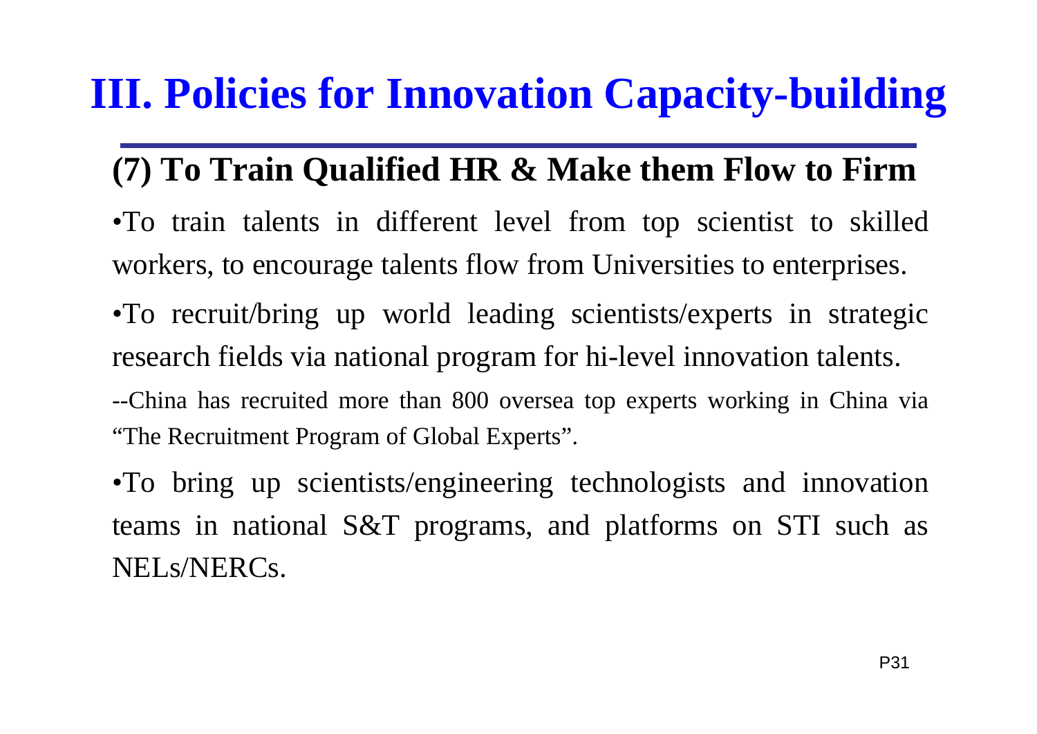# III. Policies for Innovation Capacity-building

## (7) To Train Qualified HR & Make them Flow to Firm

- To train talents in different level from top scientist to skilled workers, to encourage talents flow from Universities to enterprises.
- To recruit/bring up world leading scientists/experts in strategic research fields via national program for hi-level innovation talents.

--China has recruited more than 800 oversea top experts working in China via "The Recruitment Program of Global Experts".

- To bring up scientists/engineering technologists and innovation teams in national S&T programs, and platforms on STI such as NELs/NERCs.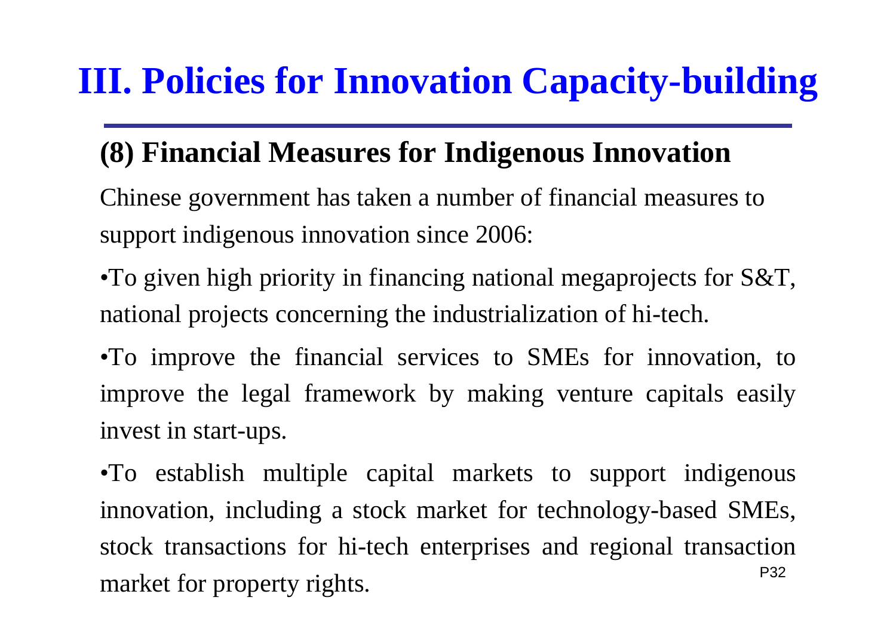# III. Policies for Innovation Capacity-building

## (8) Financial Measures for Indigenous Innovation

Chinese government has taken a number of financial measures to support indigenous innovation since 2006:

- To given high priority in financing national megaprojects for S&T, national projects concerning the industrialization of hi-tech.
- To improve the financial services to SMEs for innovation, to improve the legal framework by making venture capitals easily invest in start-ups.
- To establish multiple capital markets to support indigenous innovation, including a stock market for technology-based SMEs, stock transactions for hi-tech enterprises and regional transaction market for property rights.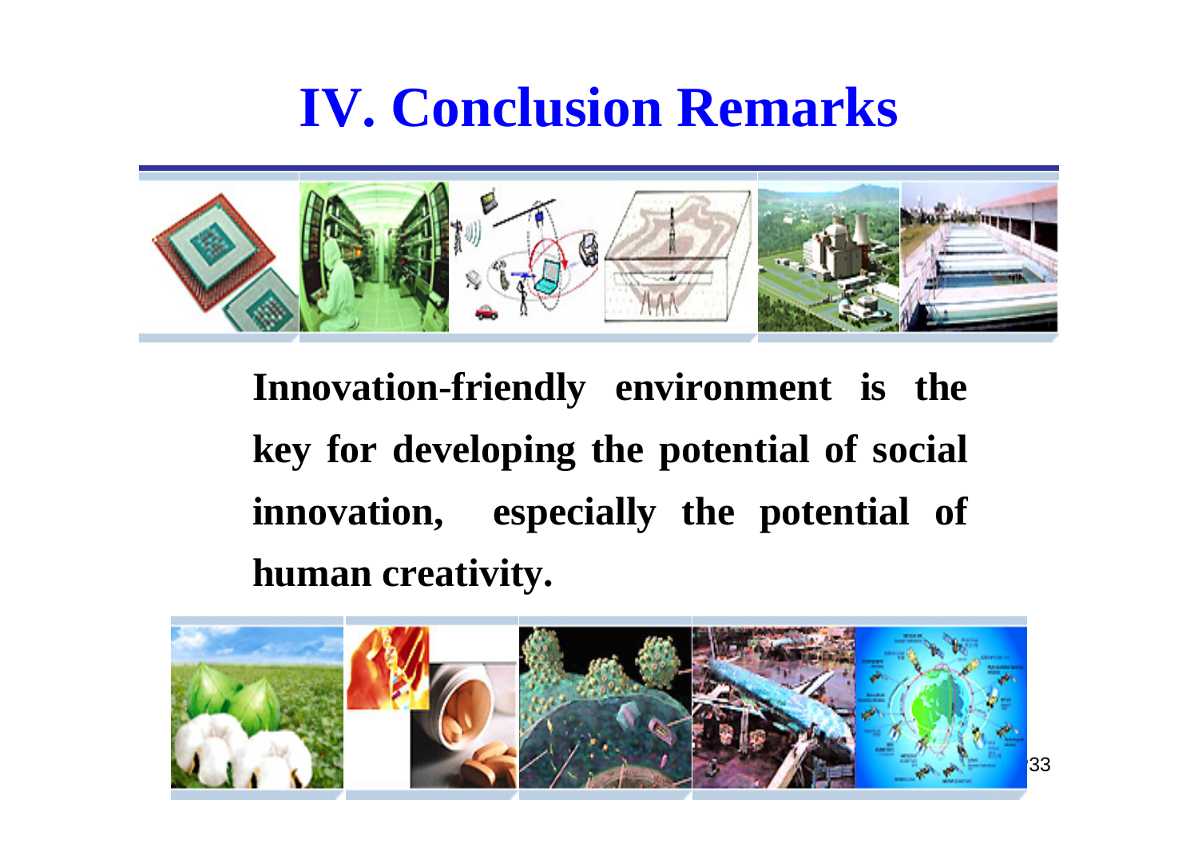# IV. Conclusion Remarks

**Innovation-friendly environment is the key for developing the potential of social innovation, especially the potential of human creativity.**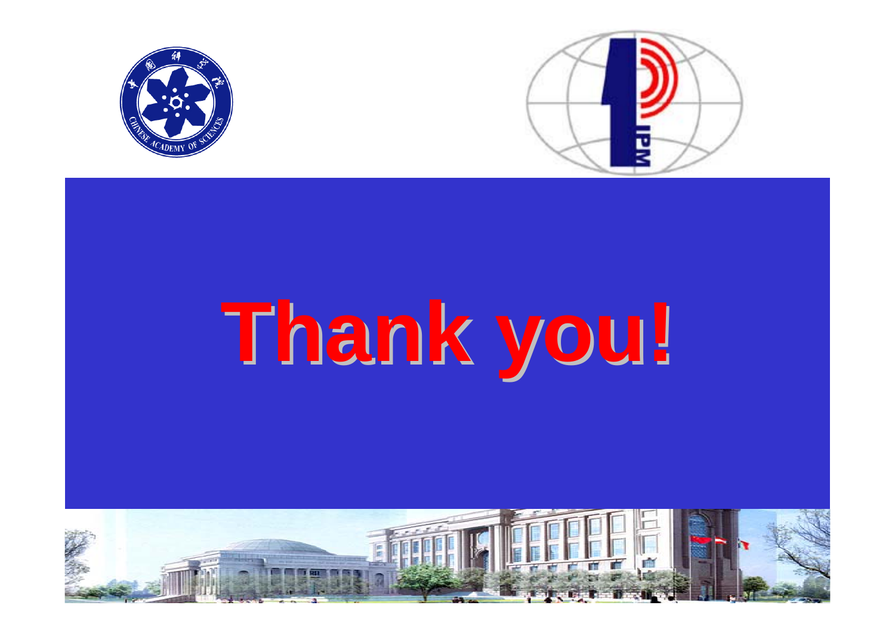# Thank you!